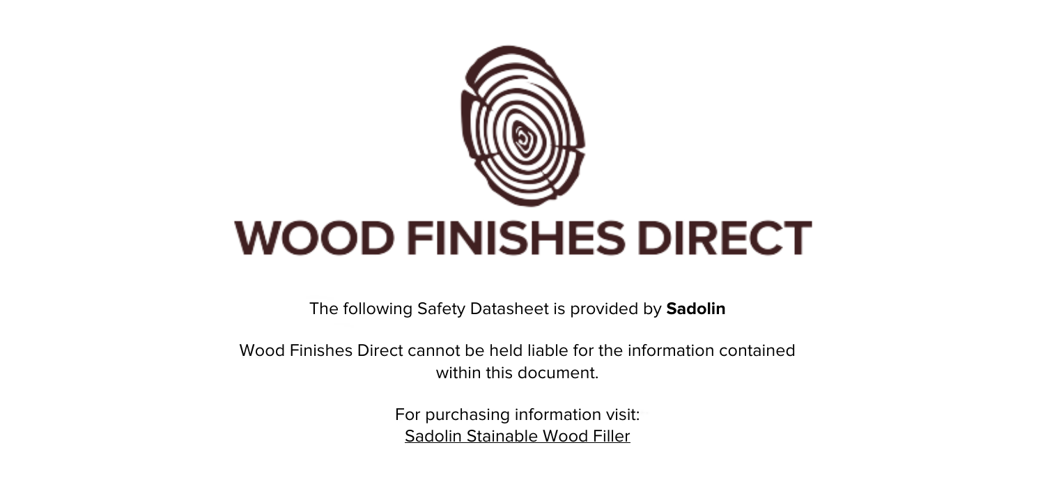# WOOD FINISHES DIRECT

The following Safety Datasheet is provided by **Sadolin**

Wood Finishes Direct cannot be held liable for the information contained within this document.

For purchasing information visit:
Sadolin Stainable Wood Filler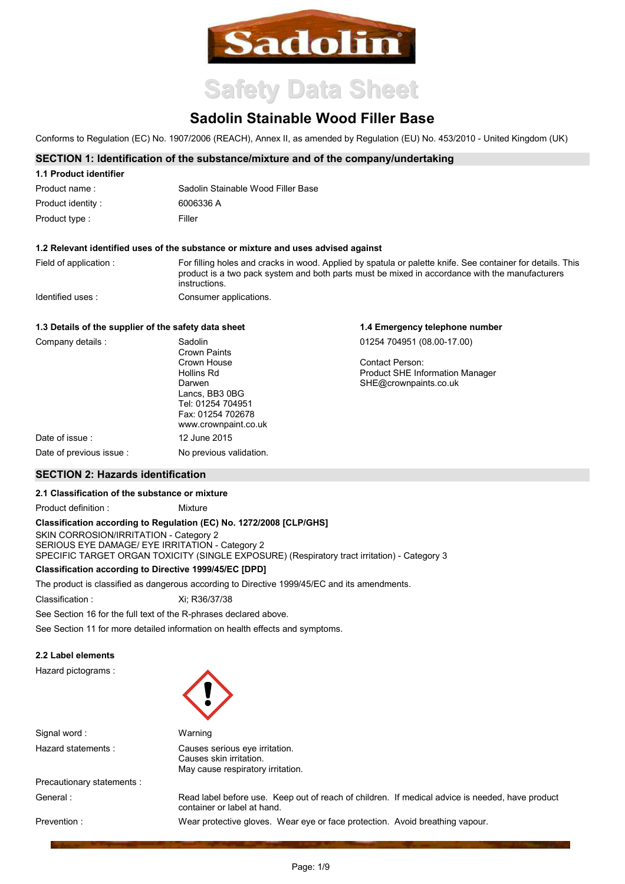# Safety Data Sheet

## Sadolin Stainable Wood Filler Base

Conforms to Regulation (EC) No. 1907/2006 (REACH), Annex II, as amended by Regulation (EU) No. 453/2010 - United Kingdom (UK)

### SECTION 1: Identification of the substance/mixture and of the company/undertaking

**1.1 Product identifier**

| | |
|---|---|
| Product name : | Sadolin Stainable Wood Filler Base |
| Product identity : | 6006336 A |
| Product type : | Filler |

**1.2 Relevant identified uses of the substance or mixture and uses advised against**

| | |
|---|---|
| Field of application : | For filling holes and cracks in wood. Applied by spatula or palette knife. See container for details. This product is a two pack system and both parts must be mixed in accordance with the manufacturers instructions. |
| Identified uses : | Consumer applications. |

**1.3 Details of the supplier of the safety data sheet**

Company details :

Sadolin
Crown Paints
Crown House
Hollins Rd
Darwen
Lancs, BB3 0BG
Tel: 01254 704951
Fax: 01254 702678
www.crownpaint.co.uk

**1.4 Emergency telephone number**

01254 704951 (08.00-17.00)

Contact Person:
Product SHE Information Manager
SHE@crownpaints.co.uk

| | |
|---|---|
| Date of issue : | 12 June 2015 |
| Date of previous issue : | No previous validation. |

### SECTION 2: Hazards identification

**2.1 Classification of the substance or mixture**

Product definition : Mixture

**Classification according to Regulation (EC) No. 1272/2008 [CLP/GHS]**

SKIN CORROSION/IRRITATION - Category 2
SERIOUS EYE DAMAGE/ EYE IRRITATION - Category 2
SPECIFIC TARGET ORGAN TOXICITY (SINGLE EXPOSURE) (Respiratory tract irritation) - Category 3

**Classification according to Directive 1999/45/EC [DPD]**

The product is classified as dangerous according to Directive 1999/45/EC and its amendments.

Classification : Xi; R36/37/38

See Section 16 for the full text of the R-phrases declared above.

See Section 11 for more detailed information on health effects and symptoms.

**2.2 Label elements**

Hazard pictograms :

| | |
|---|---|
| Signal word : | Warning |
| Hazard statements : | Causes serious eye irritation.<br>Causes skin irritation.<br>May cause respiratory irritation. |
| Precautionary statements : | |
| General : | Read label before use. Keep out of reach of children. If medical advice is needed, have product container or label at hand. |
| Prevention : | Wear protective gloves. Wear eye or face protection. Avoid breathing vapour. |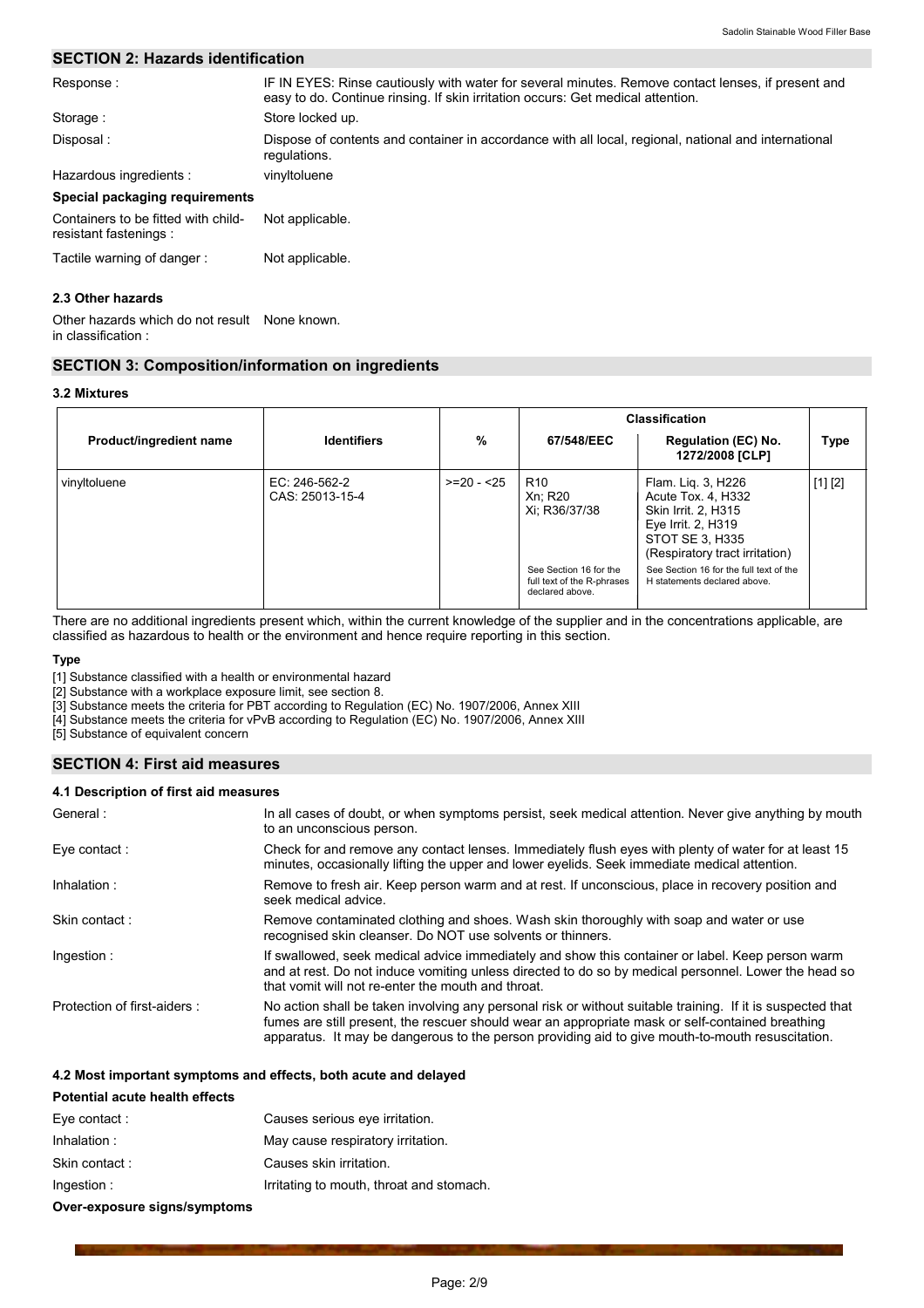## SECTION 2: Hazards identification

| | |
|---|---|
| Response : | IF IN EYES: Rinse cautiously with water for several minutes. Remove contact lenses, if present and easy to do. Continue rinsing. If skin irritation occurs: Get medical attention. |
| Storage : | Store locked up. |
| Disposal : | Dispose of contents and container in accordance with all local, regional, national and international regulations. |
| Hazardous ingredients : | vinyltoluene |

**Special packaging requirements**

| | |
|---|---|
| Containers to be fitted with child-resistant fastenings : | Not applicable. |
| Tactile warning of danger : | Not applicable. |

### 2.3 Other hazards

Other hazards which do not result in classification : None known.

## SECTION 3: Composition/information on ingredients

### 3.2 Mixtures

| Product/ingredient name | Identifiers | % | Classification | | Type |
|---|---|---|---|---|---|
| | | | 67/548/EEC | Regulation (EC) No. 1272/2008 [CLP] | |
| vinyltoluene | EC: 246-562-2<br>CAS: 25013-15-4 | >=20 - <25 | R10<br>Xn; R20<br>Xi; R36/37/38<br><br>See Section 16 for the full text of the R-phrases declared above. | Flam. Liq. 3, H226<br>Acute Tox. 4, H332<br>Skin Irrit. 2, H315<br>Eye Irrit. 2, H319<br>STOT SE 3, H335<br>(Respiratory tract irritation)<br><br>See Section 16 for the full text of the H statements declared above. | [1] [2] |

There are no additional ingredients present which, within the current knowledge of the supplier and in the concentrations applicable, are classified as hazardous to health or the environment and hence require reporting in this section.

**Type**

[1] Substance classified with a health or environmental hazard
[2] Substance with a workplace exposure limit, see section 8.
[3] Substance meets the criteria for PBT according to Regulation (EC) No. 1907/2006, Annex XIII
[4] Substance meets the criteria for vPvB according to Regulation (EC) No. 1907/2006, Annex XIII
[5] Substance of equivalent concern

## SECTION 4: First aid measures

### 4.1 Description of first aid measures

| | |
|---|---|
| General : | In all cases of doubt, or when symptoms persist, seek medical attention. Never give anything by mouth to an unconscious person. |
| Eye contact : | Check for and remove any contact lenses. Immediately flush eyes with plenty of water for at least 15 minutes, occasionally lifting the upper and lower eyelids. Seek immediate medical attention. |
| Inhalation : | Remove to fresh air. Keep person warm and at rest. If unconscious, place in recovery position and seek medical advice. |
| Skin contact : | Remove contaminated clothing and shoes. Wash skin thoroughly with soap and water or use recognised skin cleanser. Do NOT use solvents or thinners. |
| Ingestion : | If swallowed, seek medical advice immediately and show this container or label. Keep person warm and at rest. Do not induce vomiting unless directed to do so by medical personnel. Lower the head so that vomit will not re-enter the mouth and throat. |
| Protection of first-aiders : | No action shall be taken involving any personal risk or without suitable training. If it is suspected that fumes are still present, the rescuer should wear an appropriate mask or self-contained breathing apparatus. It may be dangerous to the person providing aid to give mouth-to-mouth resuscitation. |

### 4.2 Most important symptoms and effects, both acute and delayed

**Potential acute health effects**

| | |
|---|---|
| Eye contact : | Causes serious eye irritation. |
| Inhalation : | May cause respiratory irritation. |
| Skin contact : | Causes skin irritation. |
| Ingestion : | Irritating to mouth, throat and stomach. |

**Over-exposure signs/symptoms**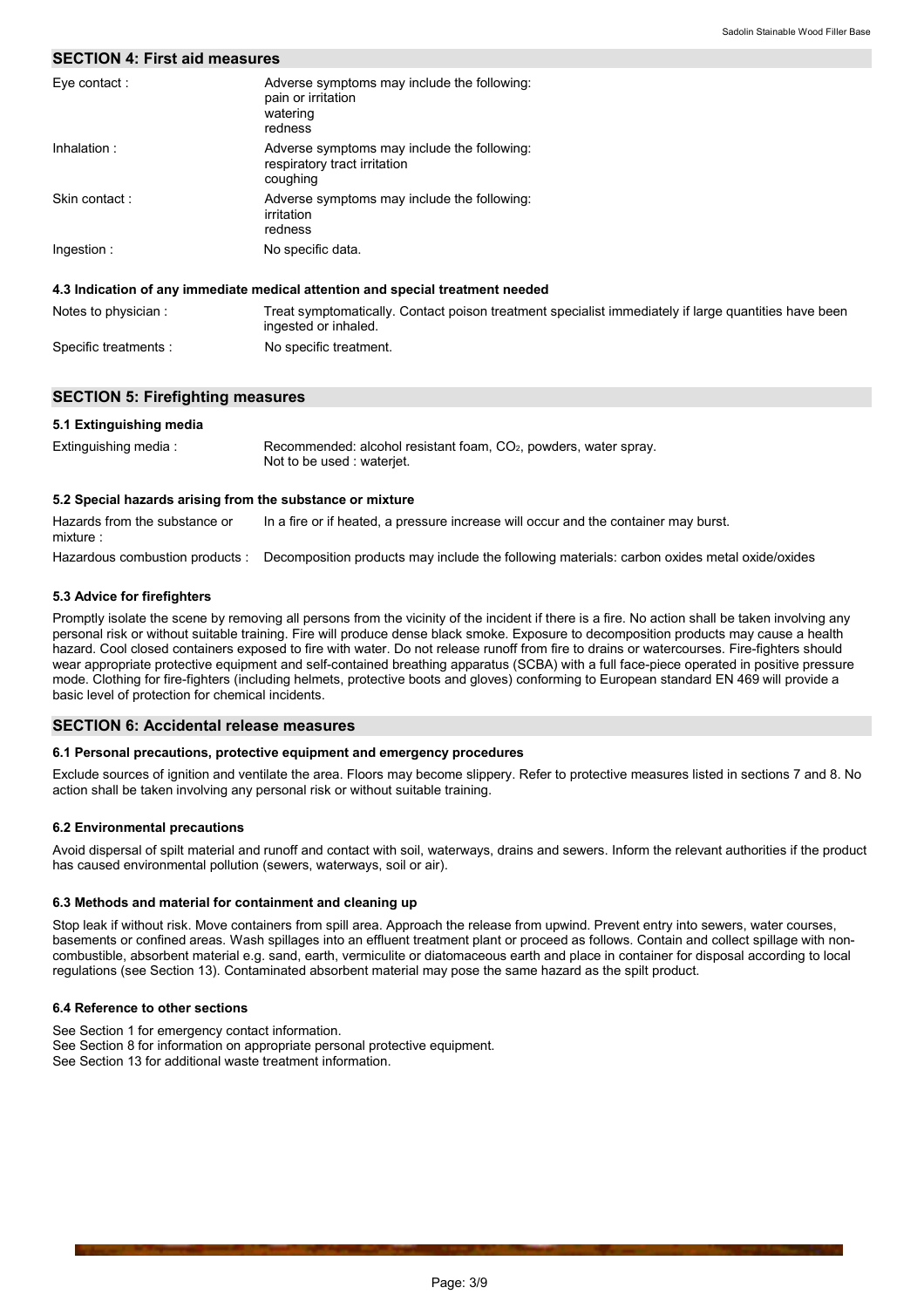## SECTION 4: First aid measures

| | |
|---|---|
| Eye contact : | Adverse symptoms may include the following:<br>pain or irritation<br>watering<br>redness |
| Inhalation : | Adverse symptoms may include the following:<br>respiratory tract irritation<br>coughing |
| Skin contact : | Adverse symptoms may include the following:<br>irritation<br>redness |
| Ingestion : | No specific data. |

### 4.3 Indication of any immediate medical attention and special treatment needed

| | |
|---|---|
| Notes to physician : | Treat symptomatically. Contact poison treatment specialist immediately if large quantities have been ingested or inhaled. |
| Specific treatments : | No specific treatment. |

## SECTION 5: Firefighting measures

### 5.1 Extinguishing media

| | |
|---|---|
| Extinguishing media : | Recommended: alcohol resistant foam, $CO_2$, powders, water spray.<br>Not to be used : waterjet. |

### 5.2 Special hazards arising from the substance or mixture

| | |
|---|---|
| Hazards from the substance or mixture : | In a fire or if heated, a pressure increase will occur and the container may burst. |
| Hazardous combustion products : | Decomposition products may include the following materials: carbon oxides metal oxide/oxides |

### 5.3 Advice for firefighters

Promptly isolate the scene by removing all persons from the vicinity of the incident if there is a fire. No action shall be taken involving any personal risk or without suitable training. Fire will produce dense black smoke. Exposure to decomposition products may cause a health hazard. Cool closed containers exposed to fire with water. Do not release runoff from fire to drains or watercourses. Fire-fighters should wear appropriate protective equipment and self-contained breathing apparatus (SCBA) with a full face-piece operated in positive pressure mode. Clothing for fire-fighters (including helmets, protective boots and gloves) conforming to European standard EN 469 will provide a basic level of protection for chemical incidents.

## SECTION 6: Accidental release measures

### 6.1 Personal precautions, protective equipment and emergency procedures

Exclude sources of ignition and ventilate the area. Floors may become slippery. Refer to protective measures listed in sections 7 and 8. No action shall be taken involving any personal risk or without suitable training.

### 6.2 Environmental precautions

Avoid dispersal of spilt material and runoff and contact with soil, waterways, drains and sewers. Inform the relevant authorities if the product has caused environmental pollution (sewers, waterways, soil or air).

### 6.3 Methods and material for containment and cleaning up

Stop leak if without risk. Move containers from spill area. Approach the release from upwind. Prevent entry into sewers, water courses, basements or confined areas. Wash spillages into an effluent treatment plant or proceed as follows. Contain and collect spillage with non-combustible, absorbent material e.g. sand, earth, vermiculite or diatomaceous earth and place in container for disposal according to local regulations (see Section 13). Contaminated absorbent material may pose the same hazard as the spilt product.

### 6.4 Reference to other sections

See Section 1 for emergency contact information.
See Section 8 for information on appropriate personal protective equipment.
See Section 13 for additional waste treatment information.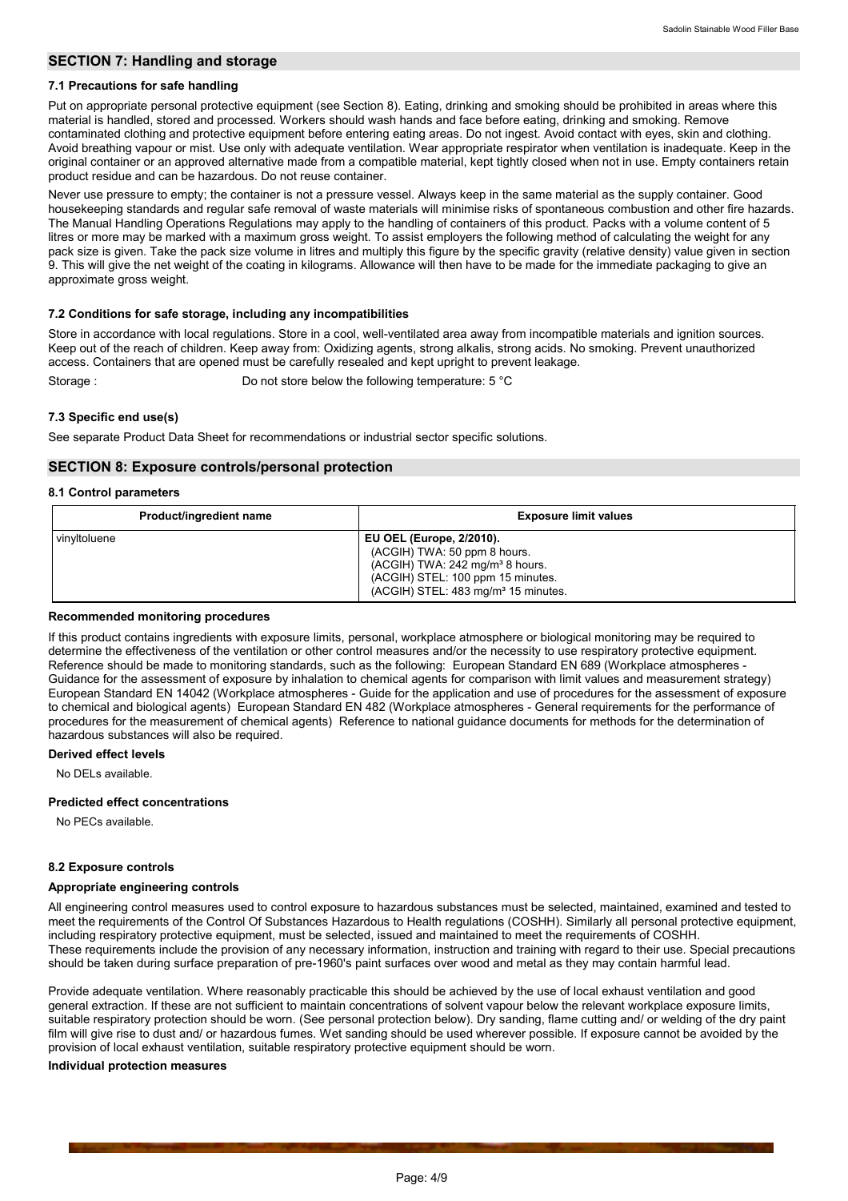## SECTION 7: Handling and storage

### 7.1 Precautions for safe handling

Put on appropriate personal protective equipment (see Section 8). Eating, drinking and smoking should be prohibited in areas where this material is handled, stored and processed. Workers should wash hands and face before eating, drinking and smoking. Remove contaminated clothing and protective equipment before entering eating areas. Do not ingest. Avoid contact with eyes, skin and clothing. Avoid breathing vapour or mist. Use only with adequate ventilation. Wear appropriate respirator when ventilation is inadequate. Keep in the original container or an approved alternative made from a compatible material, kept tightly closed when not in use. Empty containers retain product residue and can be hazardous. Do not reuse container.

Never use pressure to empty; the container is not a pressure vessel. Always keep in the same material as the supply container. Good housekeeping standards and regular safe removal of waste materials will minimise risks of spontaneous combustion and other fire hazards. The Manual Handling Operations Regulations may apply to the handling of containers of this product. Packs with a volume content of 5 litres or more may be marked with a maximum gross weight. To assist employers the following method of calculating the weight for any pack size is given. Take the pack size volume in litres and multiply this figure by the specific gravity (relative density) value given in section 9. This will give the net weight of the coating in kilograms. Allowance will then have to be made for the immediate packaging to give an approximate gross weight.

### 7.2 Conditions for safe storage, including any incompatibilities

Store in accordance with local regulations. Store in a cool, well-ventilated area away from incompatible materials and ignition sources. Keep out of the reach of children. Keep away from: Oxidizing agents, strong alkalis, strong acids. No smoking. Prevent unauthorized access. Containers that are opened must be carefully resealed and kept upright to prevent leakage.

Storage : Do not store below the following temperature: 5 °C

### 7.3 Specific end use(s)

See separate Product Data Sheet for recommendations or industrial sector specific solutions.

## SECTION 8: Exposure controls/personal protection

### 8.1 Control parameters

| Product/ingredient name | Exposure limit values |
|---|---|
| vinyltoluene | **EU OEL (Europe, 2/2010).**<br>(ACGIH) TWA: 50 ppm 8 hours.<br>(ACGIH) TWA: 242 mg/m³ 8 hours.<br>(ACGIH) STEL: 100 ppm 15 minutes.<br>(ACGIH) STEL: 483 mg/m³ 15 minutes. |

**Recommended monitoring procedures**

If this product contains ingredients with exposure limits, personal, workplace atmosphere or biological monitoring may be required to determine the effectiveness of the ventilation or other control measures and/or the necessity to use respiratory protective equipment. Reference should be made to monitoring standards, such as the following: European Standard EN 689 (Workplace atmospheres - Guidance for the assessment of exposure by inhalation to chemical agents for comparison with limit values and measurement strategy) European Standard EN 14042 (Workplace atmospheres - Guide for the application and use of procedures for the assessment of exposure to chemical and biological agents) European Standard EN 482 (Workplace atmospheres - General requirements for the performance of procedures for the measurement of chemical agents) Reference to national guidance documents for methods for the determination of hazardous substances will also be required.

**Derived effect levels**

No DELs available.

**Predicted effect concentrations**

No PECs available.

### 8.2 Exposure controls

**Appropriate engineering controls**

All engineering control measures used to control exposure to hazardous substances must be selected, maintained, examined and tested to meet the requirements of the Control Of Substances Hazardous to Health regulations (COSHH). Similarly all personal protective equipment, including respiratory protective equipment, must be selected, issued and maintained to meet the requirements of COSHH.
These requirements include the provision of any necessary information, instruction and training with regard to their use. Special precautions should be taken during surface preparation of pre-1960's paint surfaces over wood and metal as they may contain harmful lead.

Provide adequate ventilation. Where reasonably practicable this should be achieved by the use of local exhaust ventilation and good general extraction. If these are not sufficient to maintain concentrations of solvent vapour below the relevant workplace exposure limits, suitable respiratory protection should be worn. (See personal protection below). Dry sanding, flame cutting and/ or welding of the dry paint film will give rise to dust and/ or hazardous fumes. Wet sanding should be used wherever possible. If exposure cannot be avoided by the provision of local exhaust ventilation, suitable respiratory protective equipment should be worn.

**Individual protection measures**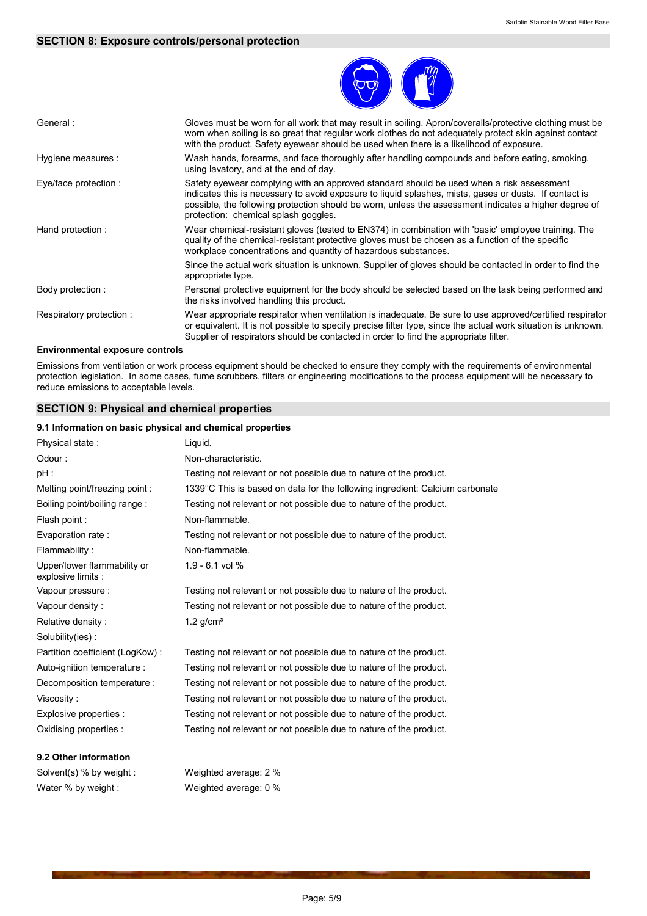## SECTION 8: Exposure controls/personal protection

| | |
|---|---|
| General : | Gloves must be worn for all work that may result in soiling. Apron/coveralls/protective clothing must be worn when soiling is so great that regular work clothes do not adequately protect skin against contact with the product. Safety eyewear should be used when there is a likelihood of exposure. |
| Hygiene measures : | Wash hands, forearms, and face thoroughly after handling compounds and before eating, smoking, using lavatory, and at the end of day. |
| Eye/face protection : | Safety eyewear complying with an approved standard should be used when a risk assessment indicates this is necessary to avoid exposure to liquid splashes, mists, gases or dusts. If contact is possible, the following protection should be worn, unless the assessment indicates a higher degree of protection: chemical splash goggles. |
| Hand protection : | Wear chemical-resistant gloves (tested to EN374) in combination with 'basic' employee training. The quality of the chemical-resistant protective gloves must be chosen as a function of the specific workplace concentrations and quantity of hazardous substances.<br><br>Since the actual work situation is unknown. Supplier of gloves should be contacted in order to find the appropriate type. |
| Body protection : | Personal protective equipment for the body should be selected based on the task being performed and the risks involved handling this product. |
| Respiratory protection : | Wear appropriate respirator when ventilation is inadequate. Be sure to use approved/certified respirator or equivalent. It is not possible to specify precise filter type, since the actual work situation is unknown. Supplier of respirators should be contacted in order to find the appropriate filter. |

**Environmental exposure controls**

Emissions from ventilation or work process equipment should be checked to ensure they comply with the requirements of environmental protection legislation. In some cases, fume scrubbers, filters or engineering modifications to the process equipment will be necessary to reduce emissions to acceptable levels.

## SECTION 9: Physical and chemical properties

### 9.1 Information on basic physical and chemical properties

| | |
|---|---|
| Physical state : | Liquid. |
| Odour : | Non-characteristic. |
| pH : | Testing not relevant or not possible due to nature of the product. |
| Melting point/freezing point : | 1339°C This is based on data for the following ingredient: Calcium carbonate |
| Boiling point/boiling range : | Testing not relevant or not possible due to nature of the product. |
| Flash point : | Non-flammable. |
| Evaporation rate : | Testing not relevant or not possible due to nature of the product. |
| Flammability : | Non-flammable. |
| Upper/lower flammability or explosive limits : | 1.9 - 6.1 vol % |
| Vapour pressure : | Testing not relevant or not possible due to nature of the product. |
| Vapour density : | Testing not relevant or not possible due to nature of the product. |
| Relative density : | 1.2 g/cm³ |
| Solubility(ies) : | |
| Partition coefficient (LogKow) : | Testing not relevant or not possible due to nature of the product. |
| Auto-ignition temperature : | Testing not relevant or not possible due to nature of the product. |
| Decomposition temperature : | Testing not relevant or not possible due to nature of the product. |
| Viscosity : | Testing not relevant or not possible due to nature of the product. |
| Explosive properties : | Testing not relevant or not possible due to nature of the product. |
| Oxidising properties : | Testing not relevant or not possible due to nature of the product. |

### 9.2 Other information

| | |
|---|---|
| Solvent(s) % by weight : | Weighted average: 2 % |
| Water % by weight : | Weighted average: 0 % |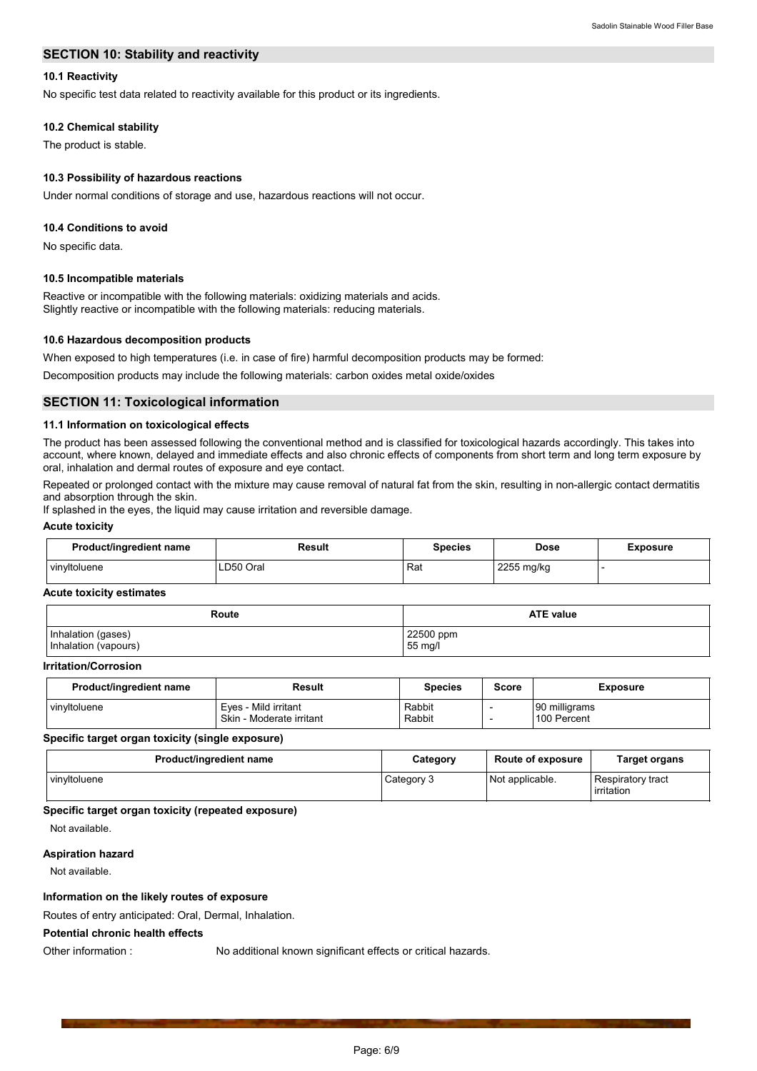## SECTION 10: Stability and reactivity

### 10.1 Reactivity

No specific test data related to reactivity available for this product or its ingredients.

### 10.2 Chemical stability

The product is stable.

### 10.3 Possibility of hazardous reactions

Under normal conditions of storage and use, hazardous reactions will not occur.

### 10.4 Conditions to avoid

No specific data.

### 10.5 Incompatible materials

Reactive or incompatible with the following materials: oxidizing materials and acids.
Slightly reactive or incompatible with the following materials: reducing materials.

### 10.6 Hazardous decomposition products

When exposed to high temperatures (i.e. in case of fire) harmful decomposition products may be formed:

Decomposition products may include the following materials: carbon oxides metal oxide/oxides

## SECTION 11: Toxicological information

### 11.1 Information on toxicological effects

The product has been assessed following the conventional method and is classified for toxicological hazards accordingly. This takes into account, where known, delayed and immediate effects and also chronic effects of components from short term and long term exposure by oral, inhalation and dermal routes of exposure and eye contact.

Repeated or prolonged contact with the mixture may cause removal of natural fat from the skin, resulting in non-allergic contact dermatitis and absorption through the skin.
If splashed in the eyes, the liquid may cause irritation and reversible damage.

**Acute toxicity**

| Product/ingredient name | Result | Species | Dose | Exposure |
|---|---|---|---|---|
| vinyltoluene | LD50 Oral | Rat | 2255 mg/kg | - |

**Acute toxicity estimates**

| Route | ATE value |
|---|---|
| Inhalation (gases)<br>Inhalation (vapours) | 22500 ppm<br>55 mg/l |

**Irritation/Corrosion**

| Product/ingredient name | Result | Species | Score | Exposure |
|---|---|---|---|---|
| vinyltoluene | Eyes - Mild irritant<br>Skin - Moderate irritant | Rabbit<br>Rabbit | -<br>- | 90 milligrams<br>100 Percent |

**Specific target organ toxicity (single exposure)**

| Product/ingredient name | Category | Route of exposure | Target organs |
|---|---|---|---|
| vinyltoluene | Category 3 | Not applicable. | Respiratory tract irritation |

**Specific target organ toxicity (repeated exposure)**

Not available.

**Aspiration hazard**

Not available.

**Information on the likely routes of exposure**

Routes of entry anticipated: Oral, Dermal, Inhalation.

**Potential chronic health effects**

Other information : No additional known significant effects or critical hazards.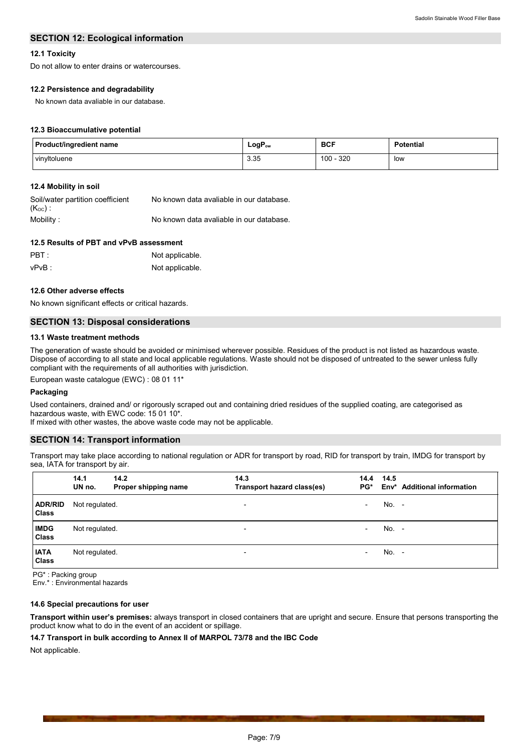## SECTION 12: Ecological information

### 12.1 Toxicity

Do not allow to enter drains or watercourses.

### 12.2 Persistence and degradability

No known data avaliable in our database.

### 12.3 Bioaccumulative potential

| Product/ingredient name | $LogP_{ow}$ | BCF | Potential |
|---|---|---|---|
| vinyltoluene | 3.35 | 100 - 320 | low |

### 12.4 Mobility in soil

Soil/water partition coefficient ($K_{OC}$) : No known data avaliable in our database.

Mobility : No known data avaliable in our database.

### 12.5 Results of PBT and vPvB assessment

PBT : Not applicable.

vPvB : Not applicable.

### 12.6 Other adverse effects

No known significant effects or critical hazards.

## SECTION 13: Disposal considerations

### 13.1 Waste treatment methods

The generation of waste should be avoided or minimised wherever possible. Residues of the product is not listed as hazardous waste. Dispose of according to all state and local applicable regulations. Waste should not be disposed of untreated to the sewer unless fully compliant with the requirements of all authorities with jurisdiction.

European waste catalogue (EWC) : 08 01 11*

#### Packaging

Used containers, drained and/ or rigorously scraped out and containing dried residues of the supplied coating, are categorised as hazardous waste, with EWC code: 15 01 10*.
If mixed with other wastes, the above waste code may not be applicable.

## SECTION 14: Transport information

Transport may take place according to national regulation or ADR for transport by road, RID for transport by train, IMDG for transport by sea, IATA for transport by air.

| | 14.1 UN no. | 14.2 Proper shipping name | 14.3 Transport hazard class(es) | 14.4 PG* | 14.5 Env* | Additional information |
|---|---|---|---|---|---|---|
| **ADR/RID Class** | Not regulated. | | - | - | No. | - |
| **IMDG Class** | Not regulated. | | - | - | No. | - |
| **IATA Class** | Not regulated. | | - | - | No. | - |

PG* : Packing group
Env.* : Environmental hazards

### 14.6 Special precautions for user

**Transport within user's premises:** always transport in closed containers that are upright and secure. Ensure that persons transporting the product know what to do in the event of an accident or spillage.

### 14.7 Transport in bulk according to Annex II of MARPOL 73/78 and the IBC Code

Not applicable.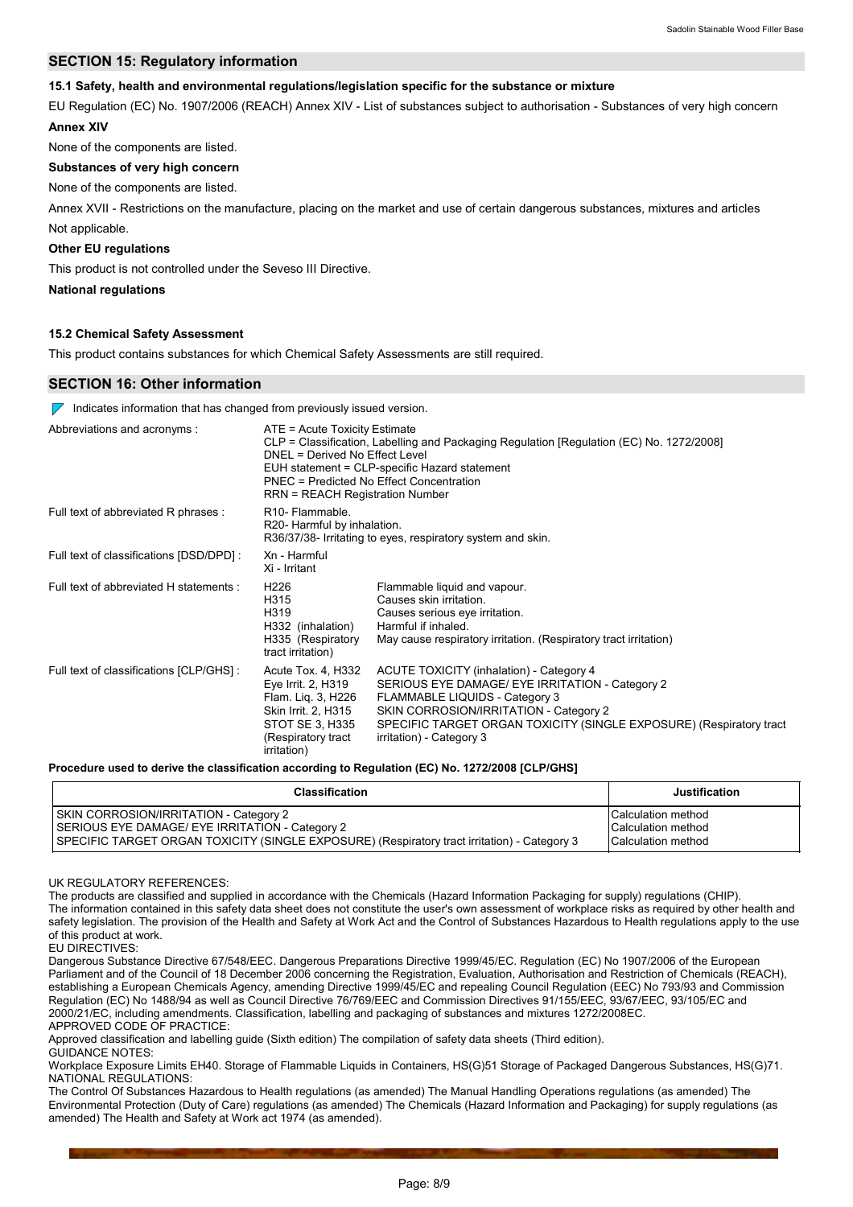## SECTION 15: Regulatory information

### 15.1 Safety, health and environmental regulations/legislation specific for the substance or mixture

EU Regulation (EC) No. 1907/2006 (REACH) Annex XIV - List of substances subject to authorisation - Substances of very high concern

**Annex XIV**

None of the components are listed.

**Substances of very high concern**

None of the components are listed.

Annex XVII - Restrictions on the manufacture, placing on the market and use of certain dangerous substances, mixtures and articles

Not applicable.

**Other EU regulations**

This product is not controlled under the Seveso III Directive.

**National regulations**

### 15.2 Chemical Safety Assessment

This product contains substances for which Chemical Safety Assessments are still required.

## SECTION 16: Other information

Indicates information that has changed from previously issued version.

| | | |
|---|---|---|
| Abbreviations and acronyms : | ATE = Acute Toxicity Estimate<br>CLP = Classification, Labelling and Packaging Regulation [Regulation (EC) No. 1272/2008]<br>DNEL = Derived No Effect Level<br>EUH statement = CLP-specific Hazard statement<br>PNEC = Predicted No Effect Concentration<br>RRN = REACH Registration Number | |
| Full text of abbreviated R phrases : | R10- Flammable.<br>R20- Harmful by inhalation.<br>R36/37/38- Irritating to eyes, respiratory system and skin. | |
| Full text of classifications [DSD/DPD] : | Xn - Harmful<br>Xi - Irritant | |
| Full text of abbreviated H statements : | H226 | Flammable liquid and vapour. |
| | H315 | Causes skin irritation. |
| | H319 | Causes serious eye irritation. |
| | H332 (inhalation) | Harmful if inhaled. |
| | H335 (Respiratory tract irritation) | May cause respiratory irritation. (Respiratory tract irritation) |
| Full text of classifications [CLP/GHS] : | Acute Tox. 4, H332 | ACUTE TOXICITY (inhalation) - Category 4 |
| | Eye Irrit. 2, H319 | SERIOUS EYE DAMAGE/ EYE IRRITATION - Category 2 |
| | Flam. Liq. 3, H226 | FLAMMABLE LIQUIDS - Category 3 |
| | Skin Irrit. 2, H315 | SKIN CORROSION/IRRITATION - Category 2 |
| | STOT SE 3, H335 (Respiratory tract irritation) | SPECIFIC TARGET ORGAN TOXICITY (SINGLE EXPOSURE) (Respiratory tract irritation) - Category 3 |

**Procedure used to derive the classification according to Regulation (EC) No. 1272/2008 [CLP/GHS]**

| Classification | Justification |
|---|---|
| SKIN CORROSION/IRRITATION - Category 2 | Calculation method |
| SERIOUS EYE DAMAGE/ EYE IRRITATION - Category 2 | Calculation method |
| SPECIFIC TARGET ORGAN TOXICITY (SINGLE EXPOSURE) (Respiratory tract irritation) - Category 3 | Calculation method |

UK REGULATORY REFERENCES:
The products are classified and supplied in accordance with the Chemicals (Hazard Information Packaging for supply) regulations (CHIP).
The information contained in this safety data sheet does not constitute the user's own assessment of workplace risks as required by other health and safety legislation. The provision of the Health and Safety at Work Act and the Control of Substances Hazardous to Health regulations apply to the use of this product at work.
EU DIRECTIVES:
Dangerous Substance Directive 67/548/EEC. Dangerous Preparations Directive 1999/45/EC. Regulation (EC) No 1907/2006 of the European Parliament and of the Council of 18 December 2006 concerning the Registration, Evaluation, Authorisation and Restriction of Chemicals (REACH), establishing a European Chemicals Agency, amending Directive 1999/45/EC and repealing Council Regulation (EEC) No 793/93 and Commission Regulation (EC) No 1488/94 as well as Council Directive 76/769/EEC and Commission Directives 91/155/EEC, 93/67/EEC, 93/105/EC and 2000/21/EC, including amendments. Classification, labelling and packaging of substances and mixtures 1272/2008EC.
APPROVED CODE OF PRACTICE:
Approved classification and labelling guide (Sixth edition) The compilation of safety data sheets (Third edition).
GUIDANCE NOTES:
Workplace Exposure Limits EH40. Storage of Flammable Liquids in Containers, HS(G)51 Storage of Packaged Dangerous Substances, HS(G)71.
NATIONAL REGULATIONS:
The Control Of Substances Hazardous to Health regulations (as amended) The Manual Handling Operations regulations (as amended) The Environmental Protection (Duty of Care) regulations (as amended) The Chemicals (Hazard Information and Packaging) for supply regulations (as amended) The Health and Safety at Work act 1974 (as amended).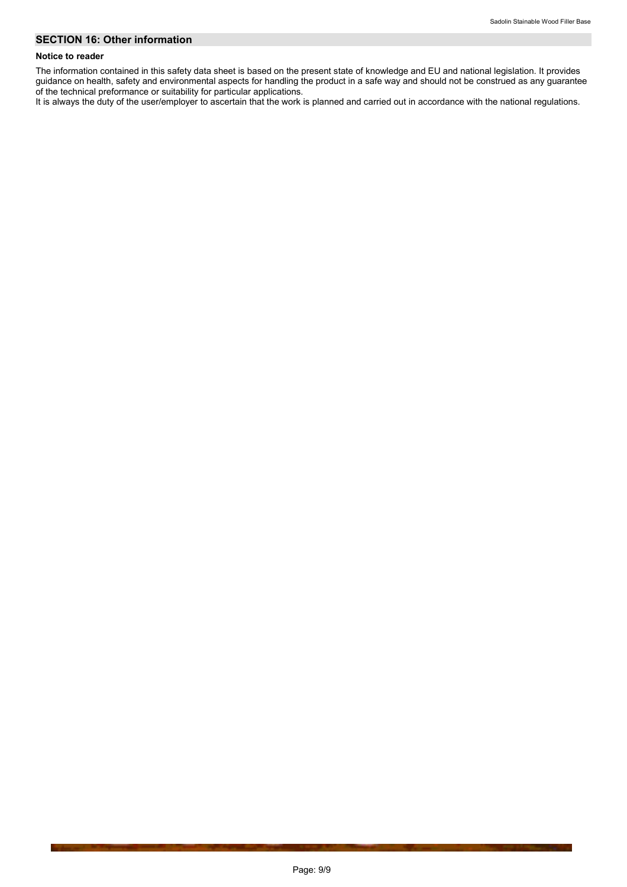## SECTION 16: Other information

**Notice to reader**

The information contained in this safety data sheet is based on the present state of knowledge and EU and national legislation. It provides guidance on health, safety and environmental aspects for handling the product in a safe way and should not be construed as any guarantee of the technical preformance or suitability for particular applications.
It is always the duty of the user/employer to ascertain that the work is planned and carried out in accordance with the national regulations.